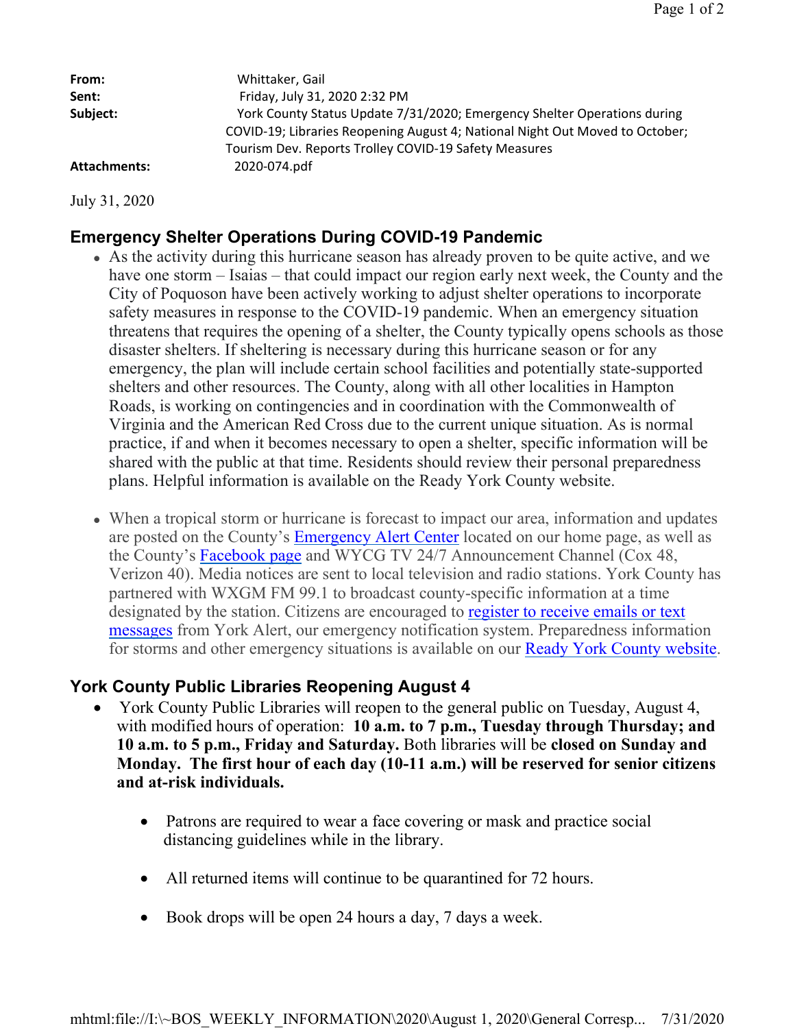| | |
|---|---|
| **From:** | Whittaker, Gail |
| **Sent:** | Friday, July 31, 2020 2:32 PM |
| **Subject:** | York County Status Update 7/31/2020; Emergency Shelter Operations during COVID-19; Libraries Reopening August 4; National Night Out Moved to October; Tourism Dev. Reports Trolley COVID-19 Safety Measures |
| **Attachments:** | 2020-074.pdf |

July 31, 2020

## Emergency Shelter Operations During COVID-19 Pandemic

- As the activity during this hurricane season has already proven to be quite active, and we have one storm – Isaias – that could impact our region early next week, the County and the City of Poquoson have been actively working to adjust shelter operations to incorporate safety measures in response to the COVID-19 pandemic. When an emergency situation threatens that requires the opening of a shelter, the County typically opens schools as those disaster shelters. If sheltering is necessary during this hurricane season or for any emergency, the plan will include certain school facilities and potentially state-supported shelters and other resources. The County, along with all other localities in Hampton Roads, is working on contingencies and in coordination with the Commonwealth of Virginia and the American Red Cross due to the current unique situation. As is normal practice, if and when it becomes necessary to open a shelter, specific information will be shared with the public at that time. Residents should review their personal preparedness plans. Helpful information is available on the Ready York County website.

- When a tropical storm or hurricane is forecast to impact our area, information and updates are posted on the County's Emergency Alert Center located on our home page, as well as the County's Facebook page and WYCG TV 24/7 Announcement Channel (Cox 48, Verizon 40). Media notices are sent to local television and radio stations. York County has partnered with WXGM FM 99.1 to broadcast county-specific information at a time designated by the station. Citizens are encouraged to register to receive emails or text messages from York Alert, our emergency notification system. Preparedness information for storms and other emergency situations is available on our Ready York County website.

## York County Public Libraries Reopening August 4

- York County Public Libraries will reopen to the general public on Tuesday, August 4, with modified hours of operation: **10 a.m. to 7 p.m., Tuesday through Thursday; and 10 a.m. to 5 p.m., Friday and Saturday.** Both libraries will be **closed on Sunday and Monday. The first hour of each day (10-11 a.m.) will be reserved for senior citizens and at-risk individuals.**

  - Patrons are required to wear a face covering or mask and practice social distancing guidelines while in the library.

  - All returned items will continue to be quarantined for 72 hours.

  - Book drops will be open 24 hours a day, 7 days a week.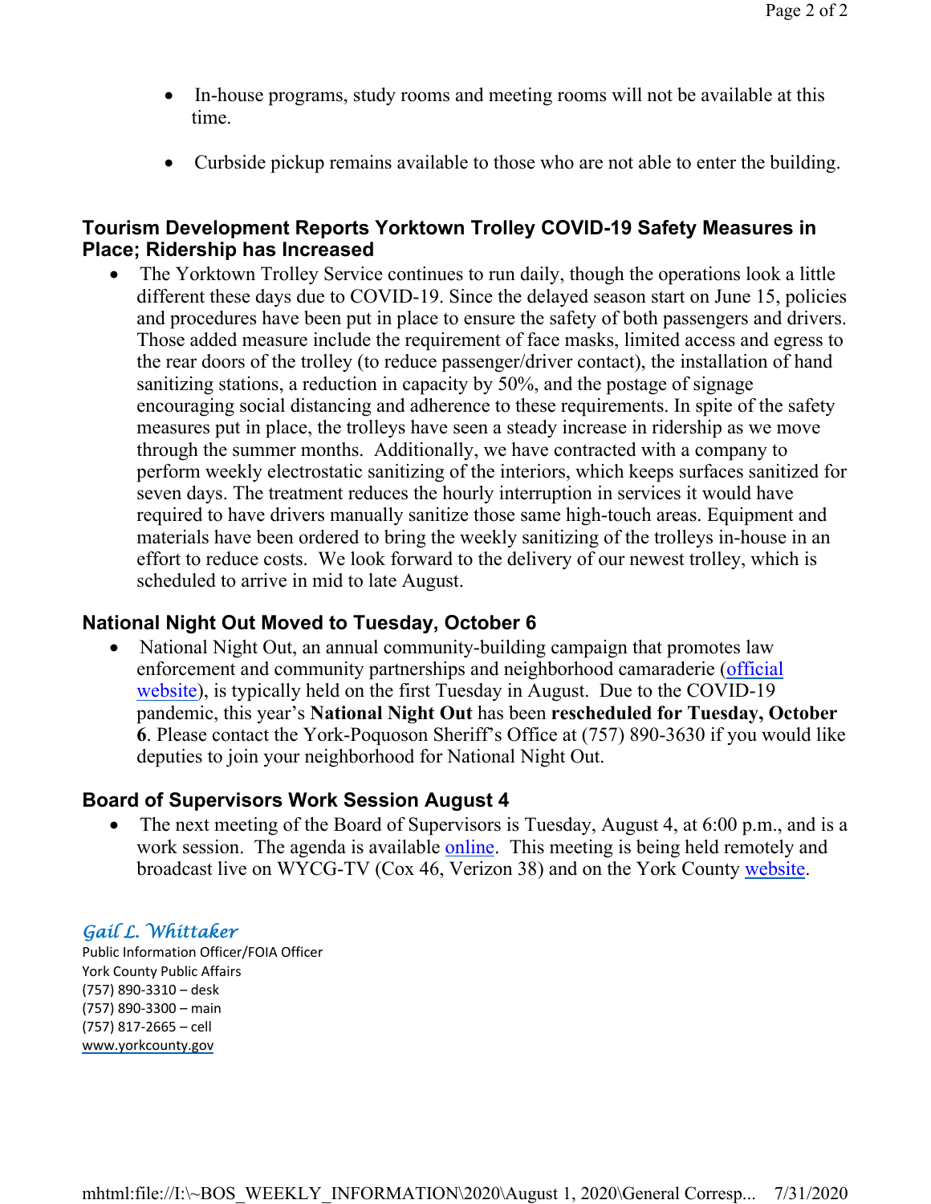- In-house programs, study rooms and meeting rooms will not be available at this time.

- Curbside pickup remains available to those who are not able to enter the building.

## Tourism Development Reports Yorktown Trolley COVID-19 Safety Measures in Place; Ridership has Increased

- The Yorktown Trolley Service continues to run daily, though the operations look a little different these days due to COVID-19. Since the delayed season start on June 15, policies and procedures have been put in place to ensure the safety of both passengers and drivers. Those added measure include the requirement of face masks, limited access and egress to the rear doors of the trolley (to reduce passenger/driver contact), the installation of hand sanitizing stations, a reduction in capacity by 50%, and the postage of signage encouraging social distancing and adherence to these requirements. In spite of the safety measures put in place, the trolleys have seen a steady increase in ridership as we move through the summer months. Additionally, we have contracted with a company to perform weekly electrostatic sanitizing of the interiors, which keeps surfaces sanitized for seven days. The treatment reduces the hourly interruption in services it would have required to have drivers manually sanitize those same high-touch areas. Equipment and materials have been ordered to bring the weekly sanitizing of the trolleys in-house in an effort to reduce costs. We look forward to the delivery of our newest trolley, which is scheduled to arrive in mid to late August.

## National Night Out Moved to Tuesday, October 6

- National Night Out, an annual community-building campaign that promotes law enforcement and community partnerships and neighborhood camaraderie (official website), is typically held on the first Tuesday in August. Due to the COVID-19 pandemic, this year's **National Night Out** has been **rescheduled for Tuesday, October 6**. Please contact the York-Poquoson Sheriff's Office at (757) 890-3630 if you would like deputies to join your neighborhood for National Night Out.

## Board of Supervisors Work Session August 4

- The next meeting of the Board of Supervisors is Tuesday, August 4, at 6:00 p.m., and is a work session. The agenda is available online. This meeting is being held remotely and broadcast live on WYCG-TV (Cox 46, Verizon 38) and on the York County website.

*Gail L. Whittaker*
Public Information Officer/FOIA Officer
York County Public Affairs
(757) 890-3310 – desk
(757) 890-3300 – main
(757) 817-2665 – cell
www.yorkcounty.gov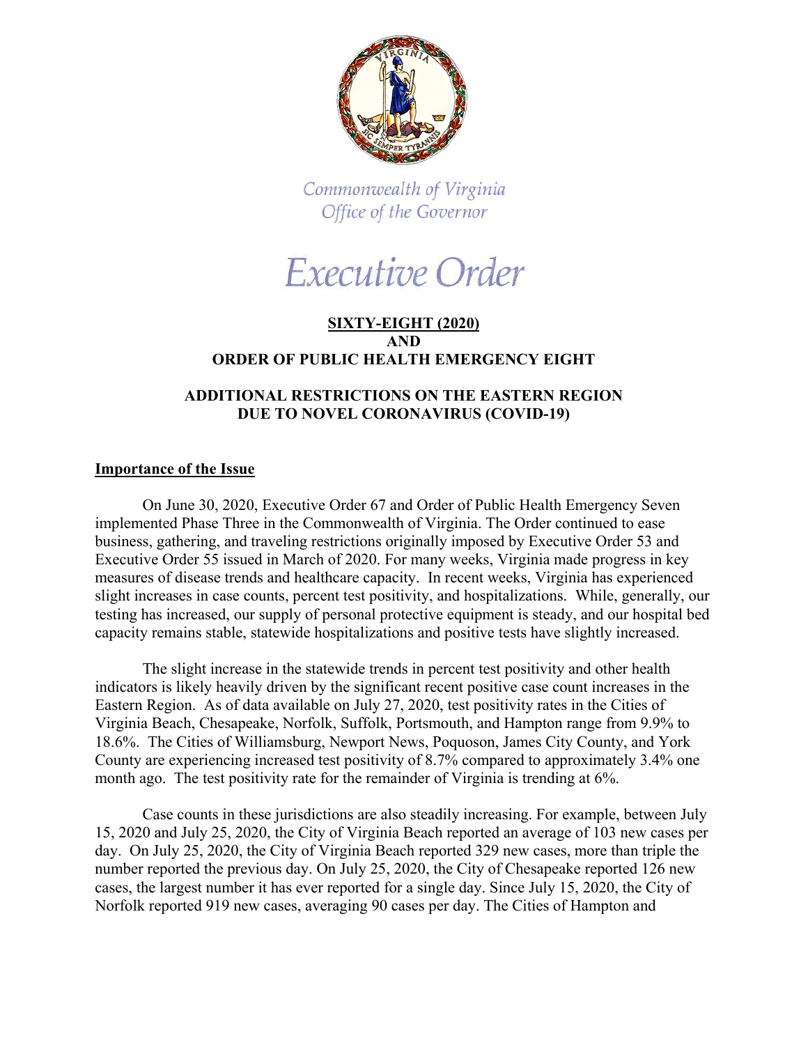Commonwealth of Virginia
Office of the Governor

# Executive Order

**SIXTY-EIGHT (2020)**
**AND**
**ORDER OF PUBLIC HEALTH EMERGENCY EIGHT**

**ADDITIONAL RESTRICTIONS ON THE EASTERN REGION DUE TO NOVEL CORONAVIRUS (COVID-19)**

## Importance of the Issue

On June 30, 2020, Executive Order 67 and Order of Public Health Emergency Seven implemented Phase Three in the Commonwealth of Virginia. The Order continued to ease business, gathering, and traveling restrictions originally imposed by Executive Order 53 and Executive Order 55 issued in March of 2020. For many weeks, Virginia made progress in key measures of disease trends and healthcare capacity. In recent weeks, Virginia has experienced slight increases in case counts, percent test positivity, and hospitalizations. While, generally, our testing has increased, our supply of personal protective equipment is steady, and our hospital bed capacity remains stable, statewide hospitalizations and positive tests have slightly increased.

The slight increase in the statewide trends in percent test positivity and other health indicators is likely heavily driven by the significant recent positive case count increases in the Eastern Region. As of data available on July 27, 2020, test positivity rates in the Cities of Virginia Beach, Chesapeake, Norfolk, Suffolk, Portsmouth, and Hampton range from 9.9% to 18.6%. The Cities of Williamsburg, Newport News, Poquoson, James City County, and York County are experiencing increased test positivity of 8.7% compared to approximately 3.4% one month ago. The test positivity rate for the remainder of Virginia is trending at 6%.

Case counts in these jurisdictions are also steadily increasing. For example, between July 15, 2020 and July 25, 2020, the City of Virginia Beach reported an average of 103 new cases per day. On July 25, 2020, the City of Virginia Beach reported 329 new cases, more than triple the number reported the previous day. On July 25, 2020, the City of Chesapeake reported 126 new cases, the largest number it has ever reported for a single day. Since July 15, 2020, the City of Norfolk reported 919 new cases, averaging 90 cases per day. The Cities of Hampton and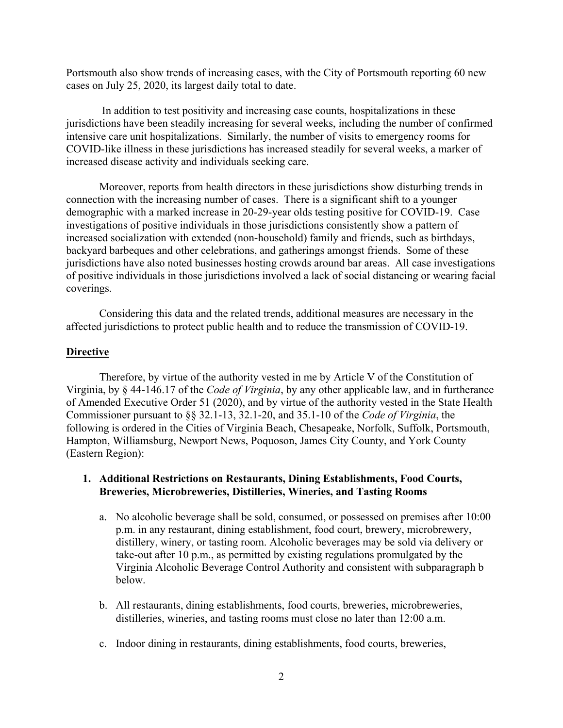Portsmouth also show trends of increasing cases, with the City of Portsmouth reporting 60 new cases on July 25, 2020, its largest daily total to date.

In addition to test positivity and increasing case counts, hospitalizations in these jurisdictions have been steadily increasing for several weeks, including the number of confirmed intensive care unit hospitalizations. Similarly, the number of visits to emergency rooms for COVID-like illness in these jurisdictions has increased steadily for several weeks, a marker of increased disease activity and individuals seeking care.

Moreover, reports from health directors in these jurisdictions show disturbing trends in connection with the increasing number of cases. There is a significant shift to a younger demographic with a marked increase in 20-29-year olds testing positive for COVID-19. Case investigations of positive individuals in those jurisdictions consistently show a pattern of increased socialization with extended (non-household) family and friends, such as birthdays, backyard barbeques and other celebrations, and gatherings amongst friends. Some of these jurisdictions have also noted businesses hosting crowds around bar areas. All case investigations of positive individuals in those jurisdictions involved a lack of social distancing or wearing facial coverings.

Considering this data and the related trends, additional measures are necessary in the affected jurisdictions to protect public health and to reduce the transmission of COVID-19.

## Directive

Therefore, by virtue of the authority vested in me by Article V of the Constitution of Virginia, by § 44-146.17 of the *Code of Virginia*, by any other applicable law, and in furtherance of Amended Executive Order 51 (2020), and by virtue of the authority vested in the State Health Commissioner pursuant to §§ 32.1-13, 32.1-20, and 35.1-10 of the *Code of Virginia*, the following is ordered in the Cities of Virginia Beach, Chesapeake, Norfolk, Suffolk, Portsmouth, Hampton, Williamsburg, Newport News, Poquoson, James City County, and York County (Eastern Region):

1. **Additional Restrictions on Restaurants, Dining Establishments, Food Courts, Breweries, Microbreweries, Distilleries, Wineries, and Tasting Rooms**

   a. No alcoholic beverage shall be sold, consumed, or possessed on premises after 10:00 p.m. in any restaurant, dining establishment, food court, brewery, microbrewery, distillery, winery, or tasting room. Alcoholic beverages may be sold via delivery or take-out after 10 p.m., as permitted by existing regulations promulgated by the Virginia Alcoholic Beverage Control Authority and consistent with subparagraph b below.

   b. All restaurants, dining establishments, food courts, breweries, microbreweries, distilleries, wineries, and tasting rooms must close no later than 12:00 a.m.

   c. Indoor dining in restaurants, dining establishments, food courts, breweries,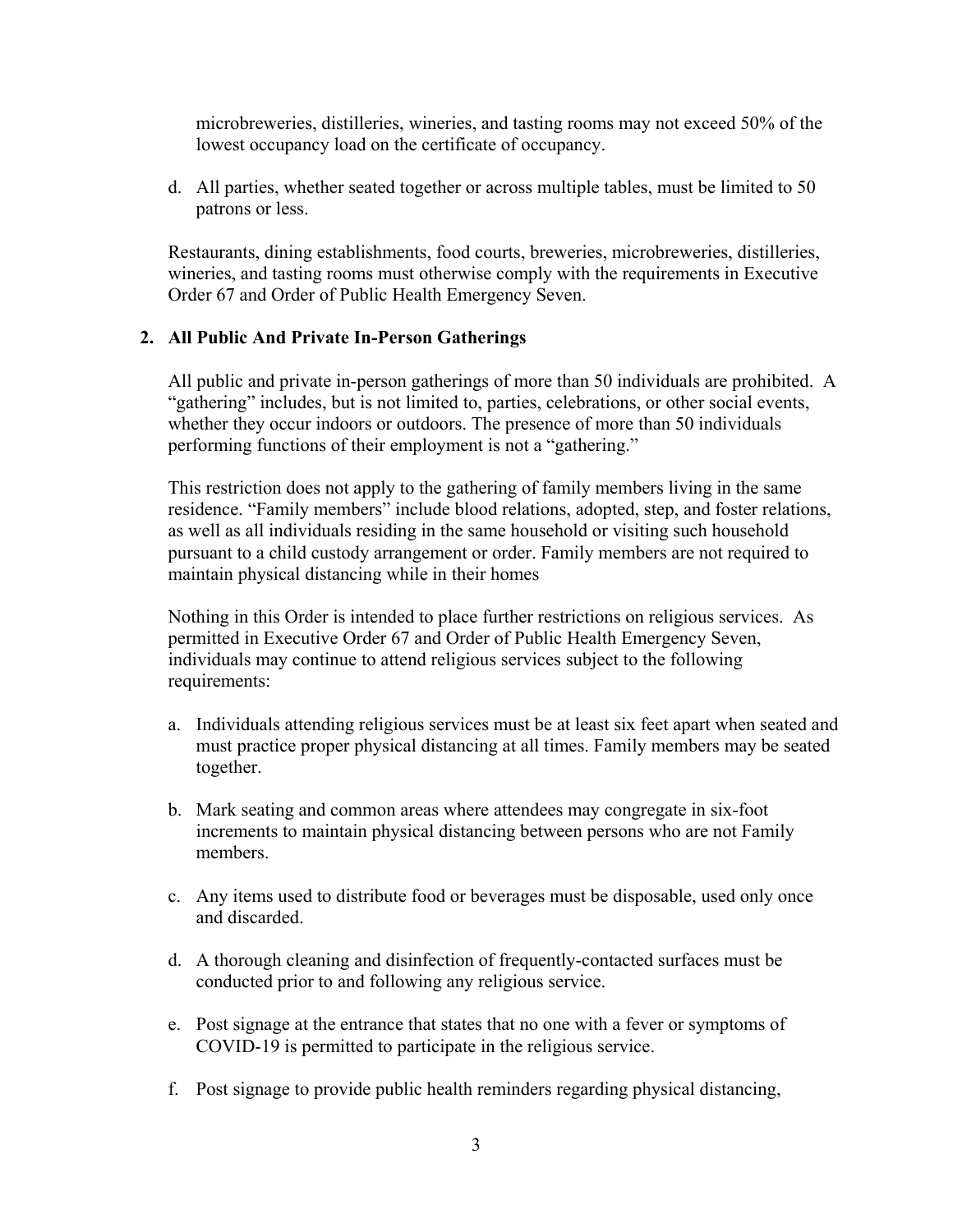microbreweries, distilleries, wineries, and tasting rooms may not exceed 50% of the lowest occupancy load on the certificate of occupancy.

d. All parties, whether seated together or across multiple tables, must be limited to 50 patrons or less.

Restaurants, dining establishments, food courts, breweries, microbreweries, distilleries, wineries, and tasting rooms must otherwise comply with the requirements in Executive Order 67 and Order of Public Health Emergency Seven.

**2. All Public And Private In-Person Gatherings**

All public and private in-person gatherings of more than 50 individuals are prohibited. A "gathering" includes, but is not limited to, parties, celebrations, or other social events, whether they occur indoors or outdoors. The presence of more than 50 individuals performing functions of their employment is not a "gathering."

This restriction does not apply to the gathering of family members living in the same residence. "Family members" include blood relations, adopted, step, and foster relations, as well as all individuals residing in the same household or visiting such household pursuant to a child custody arrangement or order. Family members are not required to maintain physical distancing while in their homes

Nothing in this Order is intended to place further restrictions on religious services. As permitted in Executive Order 67 and Order of Public Health Emergency Seven, individuals may continue to attend religious services subject to the following requirements:

a. Individuals attending religious services must be at least six feet apart when seated and must practice proper physical distancing at all times. Family members may be seated together.

b. Mark seating and common areas where attendees may congregate in six-foot increments to maintain physical distancing between persons who are not Family members.

c. Any items used to distribute food or beverages must be disposable, used only once and discarded.

d. A thorough cleaning and disinfection of frequently-contacted surfaces must be conducted prior to and following any religious service.

e. Post signage at the entrance that states that no one with a fever or symptoms of COVID-19 is permitted to participate in the religious service.

f. Post signage to provide public health reminders regarding physical distancing,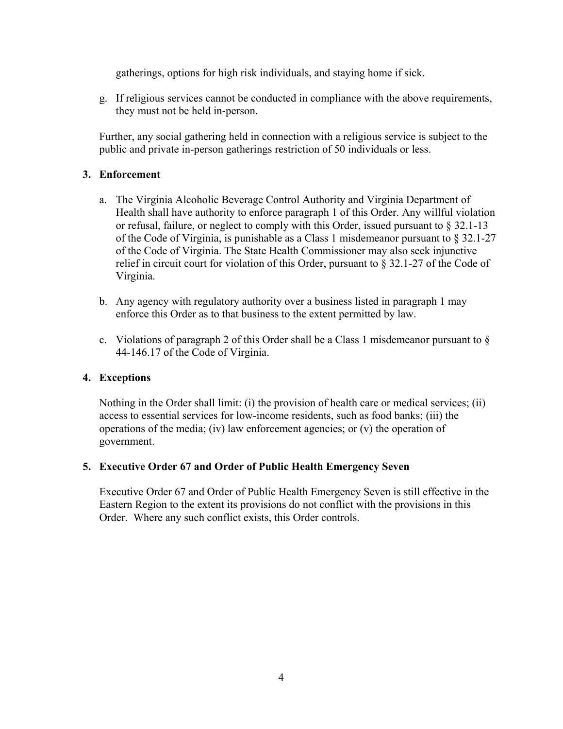gatherings, options for high risk individuals, and staying home if sick.

g. If religious services cannot be conducted in compliance with the above requirements, they must not be held in-person.

Further, any social gathering held in connection with a religious service is subject to the public and private in-person gatherings restriction of 50 individuals or less.

### 3. Enforcement

a. The Virginia Alcoholic Beverage Control Authority and Virginia Department of Health shall have authority to enforce paragraph 1 of this Order. Any willful violation or refusal, failure, or neglect to comply with this Order, issued pursuant to § 32.1-13 of the Code of Virginia, is punishable as a Class 1 misdemeanor pursuant to § 32.1-27 of the Code of Virginia. The State Health Commissioner may also seek injunctive relief in circuit court for violation of this Order, pursuant to § 32.1-27 of the Code of Virginia.

b. Any agency with regulatory authority over a business listed in paragraph 1 may enforce this Order as to that business to the extent permitted by law.

c. Violations of paragraph 2 of this Order shall be a Class 1 misdemeanor pursuant to § 44-146.17 of the Code of Virginia.

### 4. Exceptions

Nothing in the Order shall limit: (i) the provision of health care or medical services; (ii) access to essential services for low-income residents, such as food banks; (iii) the operations of the media; (iv) law enforcement agencies; or (v) the operation of government.

### 5. Executive Order 67 and Order of Public Health Emergency Seven

Executive Order 67 and Order of Public Health Emergency Seven is still effective in the Eastern Region to the extent its provisions do not conflict with the provisions in this Order. Where any such conflict exists, this Order controls.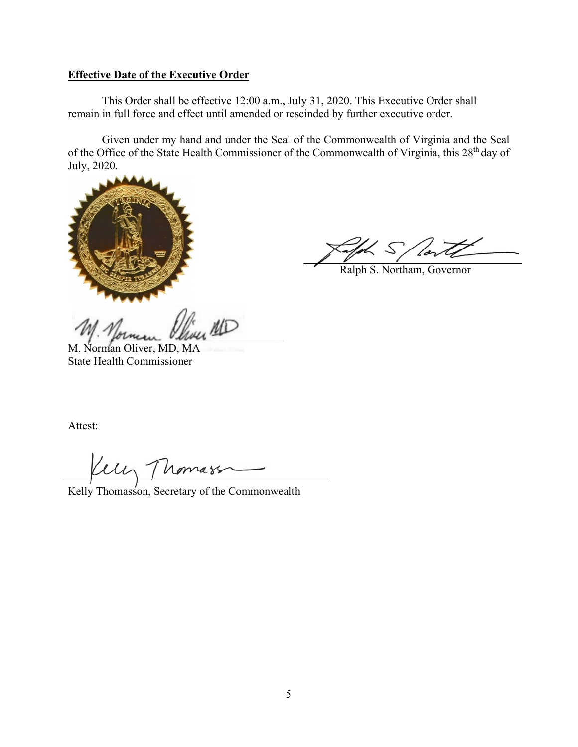**Effective Date of the Executive Order**

This Order shall be effective 12:00 a.m., July 31, 2020. This Executive Order shall remain in full force and effect until amended or rescinded by further executive order.

Given under my hand and under the Seal of the Commonwealth of Virginia and the Seal of the Office of the State Health Commissioner of the Commonwealth of Virginia, this 28th day of July, 2020.

Ralph S. Northam, Governor

M. Norman Oliver, MD, MA
State Health Commissioner

Attest:

Kelly Thomasson, Secretary of the Commonwealth